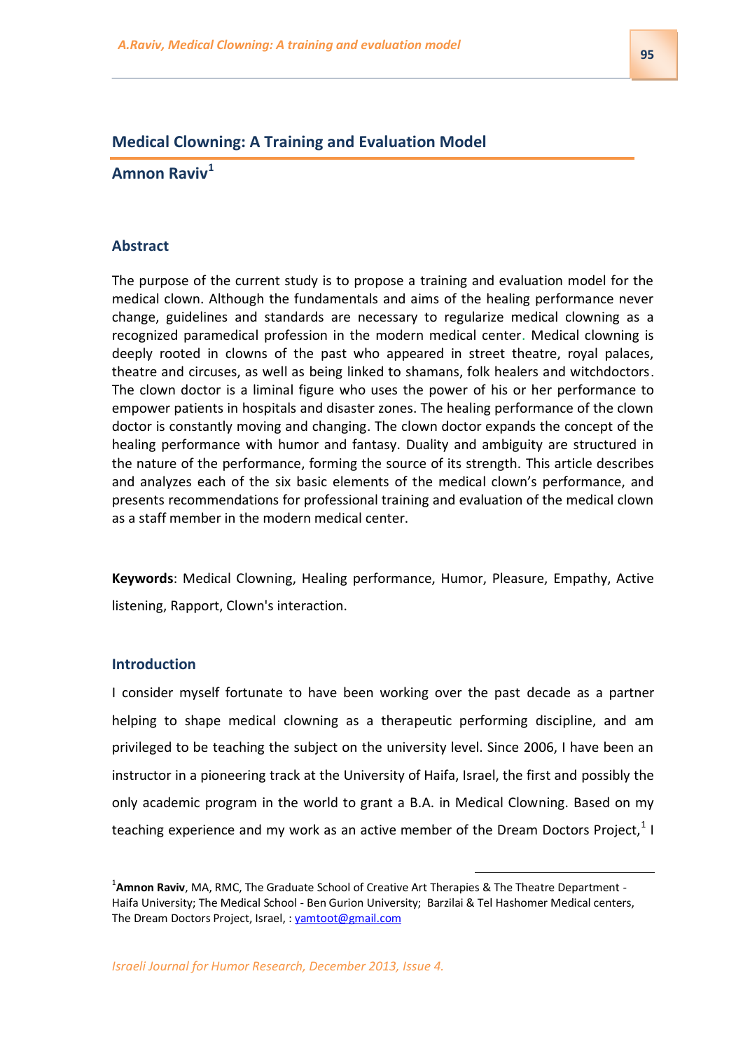# Medical Clowning: A Training and Evaluation Model

## Amnon Raviv[1]

### Abstract

The purpose of the current study is to propose a training and evaluation model for the medical clown. Although the fundamentals and aims of the healing performance never change, guidelines and standards are necessary to regularize medical clowning as a recognized paramedical profession in the modern medical center. Medical clowning is deeply rooted in clowns of the past who appeared in street theatre, royal palaces, theatre and circuses, as well as being linked to shamans, folk healers and witchdoctors. The clown doctor is a liminal figure who uses the power of his or her performance to empower patients in hospitals and disaster zones. The healing performance of the clown doctor is constantly moving and changing. The clown doctor expands the concept of the healing performance with humor and fantasy. Duality and ambiguity are structured in the nature of the performance, forming the source of its strength. This article describes and analyzes each of the six basic elements of the medical clown's performance, and presents recommendations for professional training and evaluation of the medical clown as a staff member in the modern medical center.

**Keywords**: Medical Clowning, Healing performance, Humor, Pleasure, Empathy, Active listening, Rapport, Clown's interaction.

### Introduction

I consider myself fortunate to have been working over the past decade as a partner helping to shape medical clowning as a therapeutic performing discipline, and am privileged to be teaching the subject on the university level. Since 2006, I have been an instructor in a pioneering track at the University of Haifa, Israel, the first and possibly the only academic program in the world to grant a B.A. in Medical Clowning. Based on my teaching experience and my work as an active member of the Dream Doctors Project,[1] I

---

[1]**Amnon Raviv**, MA, RMC, The Graduate School of Creative Art Therapies & The Theatre Department - Haifa University; The Medical School - Ben Gurion University; Barzilai & Tel Hashomer Medical centers, The Dream Doctors Project, Israel, : yamtoot@gmail.com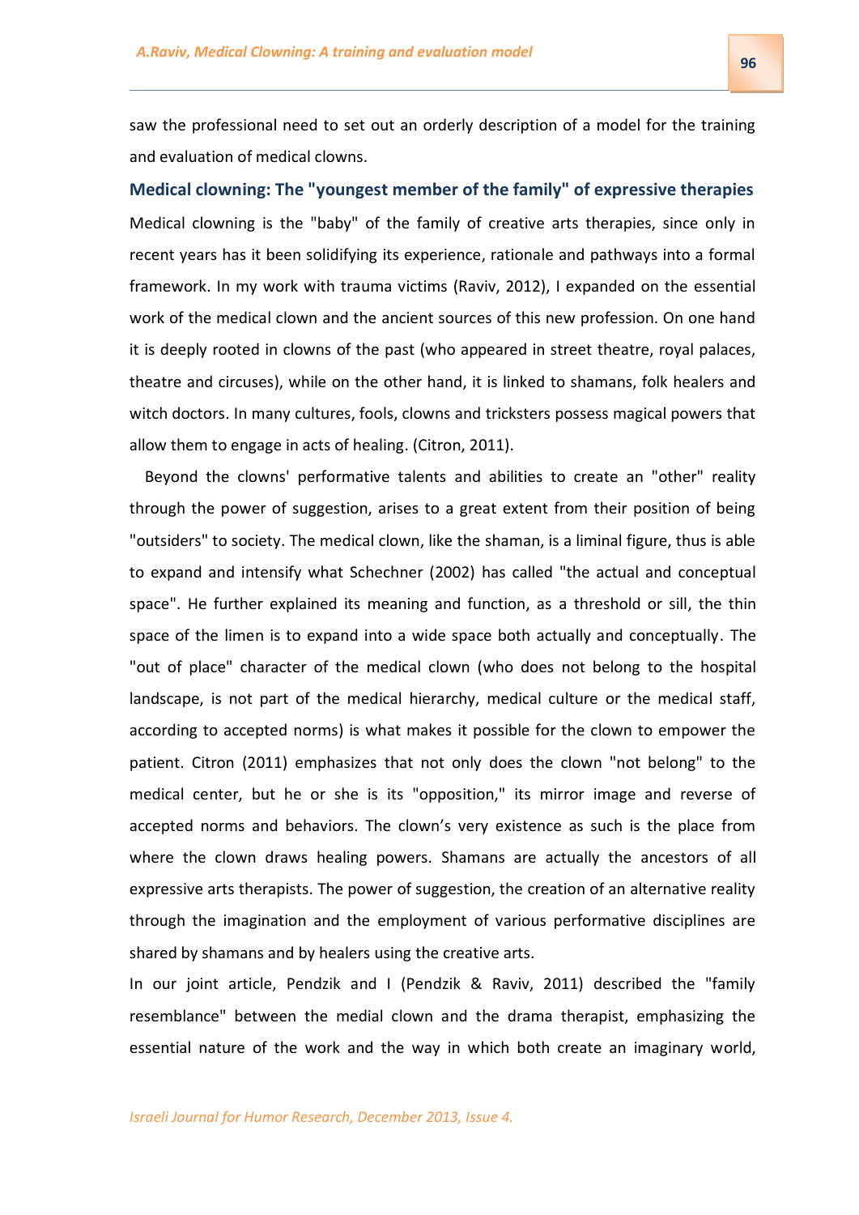saw the professional need to set out an orderly description of a model for the training and evaluation of medical clowns.

## Medical clowning: The "youngest member of the family" of expressive therapies

Medical clowning is the "baby" of the family of creative arts therapies, since only in recent years has it been solidifying its experience, rationale and pathways into a formal framework. In my work with trauma victims (Raviv, 2012), I expanded on the essential work of the medical clown and the ancient sources of this new profession. On one hand it is deeply rooted in clowns of the past (who appeared in street theatre, royal palaces, theatre and circuses), while on the other hand, it is linked to shamans, folk healers and witch doctors. In many cultures, fools, clowns and tricksters possess magical powers that allow them to engage in acts of healing. (Citron, 2011).

Beyond the clowns' performative talents and abilities to create an "other" reality through the power of suggestion, arises to a great extent from their position of being "outsiders" to society. The medical clown, like the shaman, is a liminal figure, thus is able to expand and intensify what Schechner (2002) has called "the actual and conceptual space". He further explained its meaning and function, as a threshold or sill, the thin space of the limen is to expand into a wide space both actually and conceptually. The "out of place" character of the medical clown (who does not belong to the hospital landscape, is not part of the medical hierarchy, medical culture or the medical staff, according to accepted norms) is what makes it possible for the clown to empower the patient. Citron (2011) emphasizes that not only does the clown "not belong" to the medical center, but he or she is its "opposition," its mirror image and reverse of accepted norms and behaviors. The clown's very existence as such is the place from where the clown draws healing powers. Shamans are actually the ancestors of all expressive arts therapists. The power of suggestion, the creation of an alternative reality through the imagination and the employment of various performative disciplines are shared by shamans and by healers using the creative arts.

In our joint article, Pendzik and I (Pendzik & Raviv, 2011) described the "family resemblance" between the medial clown and the drama therapist, emphasizing the essential nature of the work and the way in which both create an imaginary world,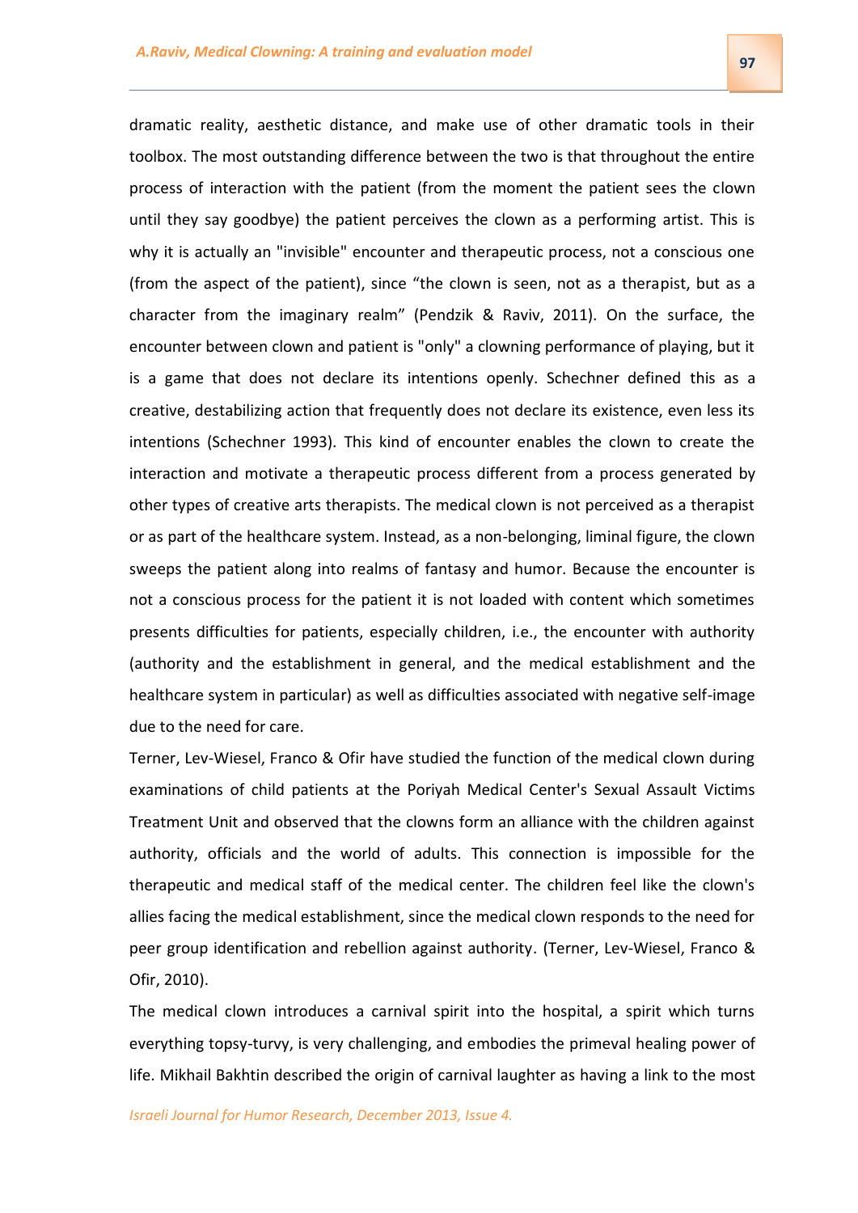dramatic reality, aesthetic distance, and make use of other dramatic tools in their toolbox. The most outstanding difference between the two is that throughout the entire process of interaction with the patient (from the moment the patient sees the clown until they say goodbye) the patient perceives the clown as a performing artist. This is why it is actually an "invisible" encounter and therapeutic process, not a conscious one (from the aspect of the patient), since "the clown is seen, not as a therapist, but as a character from the imaginary realm" (Pendzik & Raviv, 2011). On the surface, the encounter between clown and patient is "only" a clowning performance of playing, but it is a game that does not declare its intentions openly. Schechner defined this as a creative, destabilizing action that frequently does not declare its existence, even less its intentions (Schechner 1993). This kind of encounter enables the clown to create the interaction and motivate a therapeutic process different from a process generated by other types of creative arts therapists. The medical clown is not perceived as a therapist or as part of the healthcare system. Instead, as a non-belonging, liminal figure, the clown sweeps the patient along into realms of fantasy and humor. Because the encounter is not a conscious process for the patient it is not loaded with content which sometimes presents difficulties for patients, especially children, i.e., the encounter with authority (authority and the establishment in general, and the medical establishment and the healthcare system in particular) as well as difficulties associated with negative self-image due to the need for care.

Terner, Lev-Wiesel, Franco & Ofir have studied the function of the medical clown during examinations of child patients at the Poriyah Medical Center's Sexual Assault Victims Treatment Unit and observed that the clowns form an alliance with the children against authority, officials and the world of adults. This connection is impossible for the therapeutic and medical staff of the medical center. The children feel like the clown's allies facing the medical establishment, since the medical clown responds to the need for peer group identification and rebellion against authority. (Terner, Lev-Wiesel, Franco & Ofir, 2010).

The medical clown introduces a carnival spirit into the hospital, a spirit which turns everything topsy-turvy, is very challenging, and embodies the primeval healing power of life. Mikhail Bakhtin described the origin of carnival laughter as having a link to the most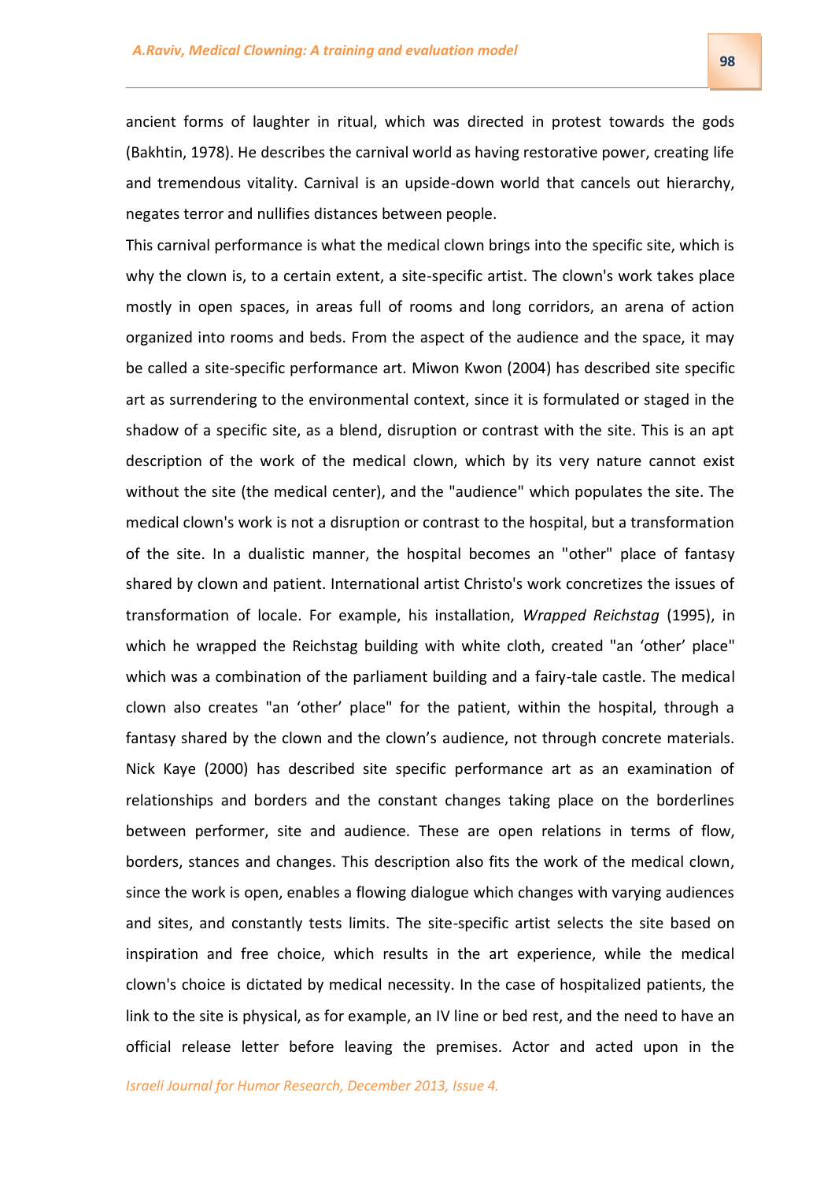ancient forms of laughter in ritual, which was directed in protest towards the gods (Bakhtin, 1978). He describes the carnival world as having restorative power, creating life and tremendous vitality. Carnival is an upside-down world that cancels out hierarchy, negates terror and nullifies distances between people.

This carnival performance is what the medical clown brings into the specific site, which is why the clown is, to a certain extent, a site-specific artist. The clown's work takes place mostly in open spaces, in areas full of rooms and long corridors, an arena of action organized into rooms and beds. From the aspect of the audience and the space, it may be called a site-specific performance art. Miwon Kwon (2004) has described site specific art as surrendering to the environmental context, since it is formulated or staged in the shadow of a specific site, as a blend, disruption or contrast with the site. This is an apt description of the work of the medical clown, which by its very nature cannot exist without the site (the medical center), and the "audience" which populates the site. The medical clown's work is not a disruption or contrast to the hospital, but a transformation of the site. In a dualistic manner, the hospital becomes an "other" place of fantasy shared by clown and patient. International artist Christo's work concretizes the issues of transformation of locale. For example, his installation, *Wrapped Reichstag* (1995), in which he wrapped the Reichstag building with white cloth, created "an 'other' place" which was a combination of the parliament building and a fairy-tale castle. The medical clown also creates "an 'other' place" for the patient, within the hospital, through a fantasy shared by the clown and the clown's audience, not through concrete materials. Nick Kaye (2000) has described site specific performance art as an examination of relationships and borders and the constant changes taking place on the borderlines between performer, site and audience. These are open relations in terms of flow, borders, stances and changes. This description also fits the work of the medical clown, since the work is open, enables a flowing dialogue which changes with varying audiences and sites, and constantly tests limits. The site-specific artist selects the site based on inspiration and free choice, which results in the art experience, while the medical clown's choice is dictated by medical necessity. In the case of hospitalized patients, the link to the site is physical, as for example, an IV line or bed rest, and the need to have an official release letter before leaving the premises. Actor and acted upon in the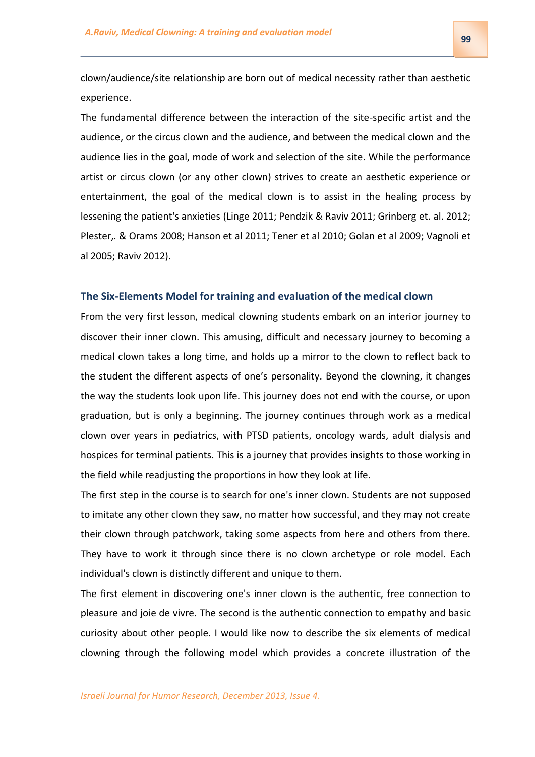clown/audience/site relationship are born out of medical necessity rather than aesthetic experience.

The fundamental difference between the interaction of the site-specific artist and the audience, or the circus clown and the audience, and between the medical clown and the audience lies in the goal, mode of work and selection of the site. While the performance artist or circus clown (or any other clown) strives to create an aesthetic experience or entertainment, the goal of the medical clown is to assist in the healing process by lessening the patient's anxieties (Linge 2011; Pendzik & Raviv 2011; Grinberg et. al. 2012; Plester,. & Orams 2008; Hanson et al 2011; Tener et al 2010; Golan et al 2009; Vagnoli et al 2005; Raviv 2012).

### The Six-Elements Model for training and evaluation of the medical clown

From the very first lesson, medical clowning students embark on an interior journey to discover their inner clown. This amusing, difficult and necessary journey to becoming a medical clown takes a long time, and holds up a mirror to the clown to reflect back to the student the different aspects of one's personality. Beyond the clowning, it changes the way the students look upon life. This journey does not end with the course, or upon graduation, but is only a beginning. The journey continues through work as a medical clown over years in pediatrics, with PTSD patients, oncology wards, adult dialysis and hospices for terminal patients. This is a journey that provides insights to those working in the field while readjusting the proportions in how they look at life.

The first step in the course is to search for one's inner clown. Students are not supposed to imitate any other clown they saw, no matter how successful, and they may not create their clown through patchwork, taking some aspects from here and others from there. They have to work it through since there is no clown archetype or role model. Each individual's clown is distinctly different and unique to them.

The first element in discovering one's inner clown is the authentic, free connection to pleasure and joie de vivre. The second is the authentic connection to empathy and basic curiosity about other people. I would like now to describe the six elements of medical clowning through the following model which provides a concrete illustration of the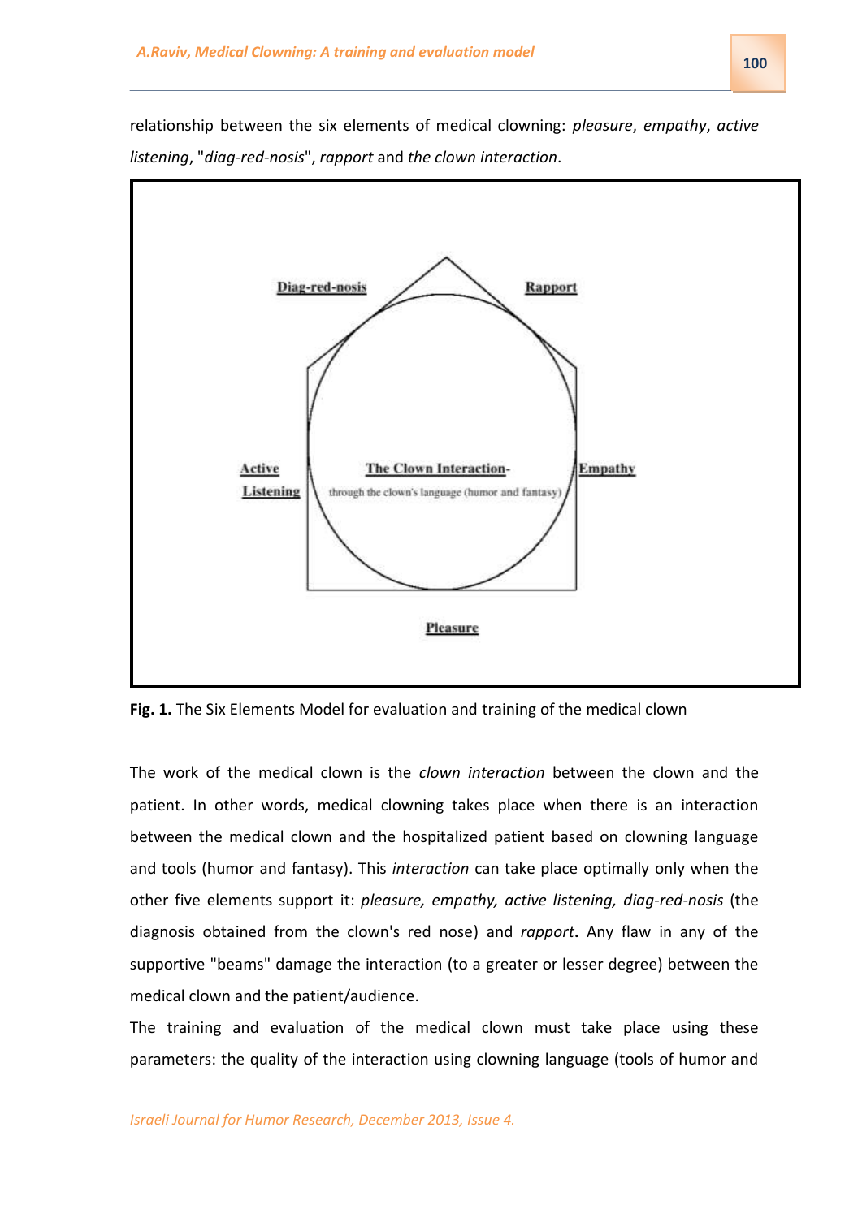relationship between the six elements of medical clowning: *pleasure*, *empathy*, *active listening*, "*diag-red-nosis*", *rapport* and *the clown interaction*.

**Fig. 1.** The Six Elements Model for evaluation and training of the medical clown

The work of the medical clown is the *clown interaction* between the clown and the patient. In other words, medical clowning takes place when there is an interaction between the medical clown and the hospitalized patient based on clowning language and tools (humor and fantasy). This *interaction* can take place optimally only when the other five elements support it: *pleasure, empathy, active listening, diag-red-nosis* (the diagnosis obtained from the clown's red nose) and *rapport***.** Any flaw in any of the supportive "beams" damage the interaction (to a greater or lesser degree) between the medical clown and the patient/audience.

The training and evaluation of the medical clown must take place using these parameters: the quality of the interaction using clowning language (tools of humor and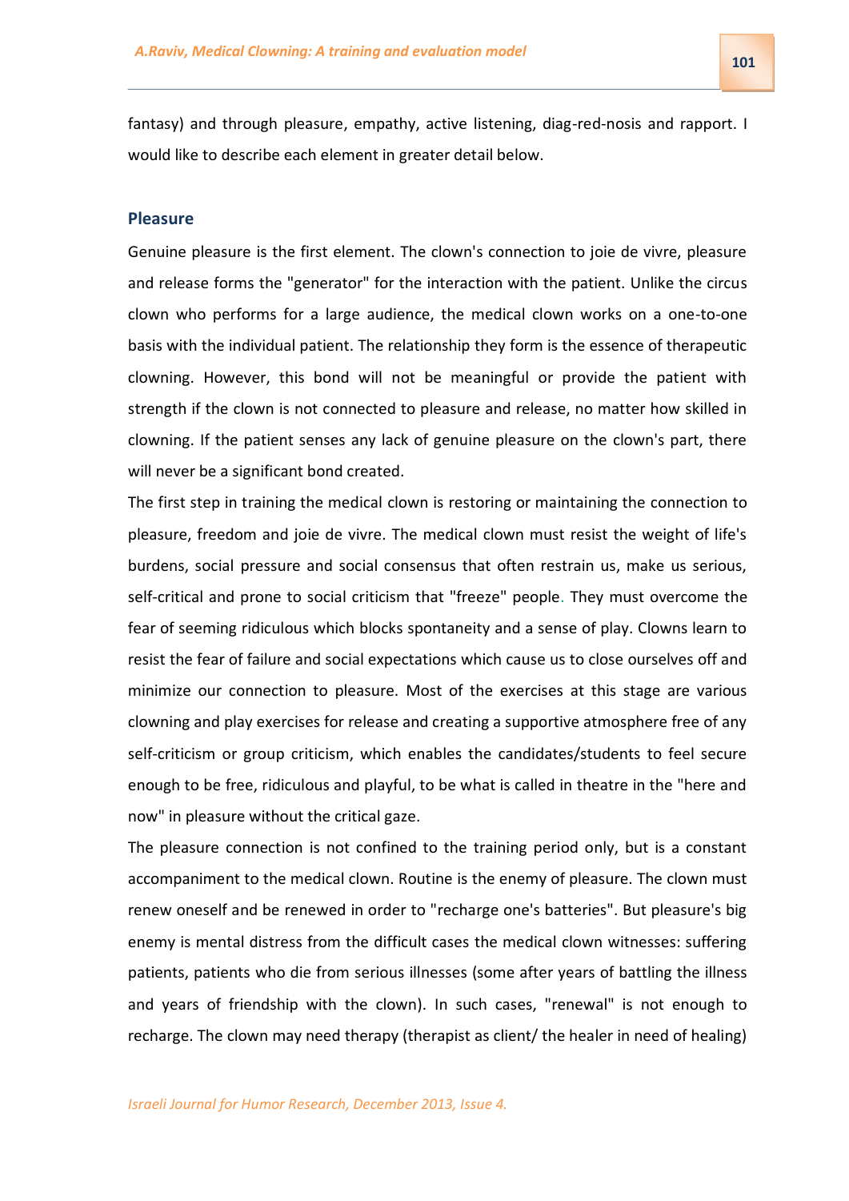fantasy) and through pleasure, empathy, active listening, diag-red-nosis and rapport. I would like to describe each element in greater detail below.

### Pleasure

Genuine pleasure is the first element. The clown's connection to joie de vivre, pleasure and release forms the "generator" for the interaction with the patient. Unlike the circus clown who performs for a large audience, the medical clown works on a one-to-one basis with the individual patient. The relationship they form is the essence of therapeutic clowning. However, this bond will not be meaningful or provide the patient with strength if the clown is not connected to pleasure and release, no matter how skilled in clowning. If the patient senses any lack of genuine pleasure on the clown's part, there will never be a significant bond created.

The first step in training the medical clown is restoring or maintaining the connection to pleasure, freedom and joie de vivre. The medical clown must resist the weight of life's burdens, social pressure and social consensus that often restrain us, make us serious, self-critical and prone to social criticism that "freeze" people. They must overcome the fear of seeming ridiculous which blocks spontaneity and a sense of play. Clowns learn to resist the fear of failure and social expectations which cause us to close ourselves off and minimize our connection to pleasure. Most of the exercises at this stage are various clowning and play exercises for release and creating a supportive atmosphere free of any self-criticism or group criticism, which enables the candidates/students to feel secure enough to be free, ridiculous and playful, to be what is called in theatre in the "here and now" in pleasure without the critical gaze.

The pleasure connection is not confined to the training period only, but is a constant accompaniment to the medical clown. Routine is the enemy of pleasure. The clown must renew oneself and be renewed in order to "recharge one's batteries". But pleasure's big enemy is mental distress from the difficult cases the medical clown witnesses: suffering patients, patients who die from serious illnesses (some after years of battling the illness and years of friendship with the clown). In such cases, "renewal" is not enough to recharge. The clown may need therapy (therapist as client/ the healer in need of healing)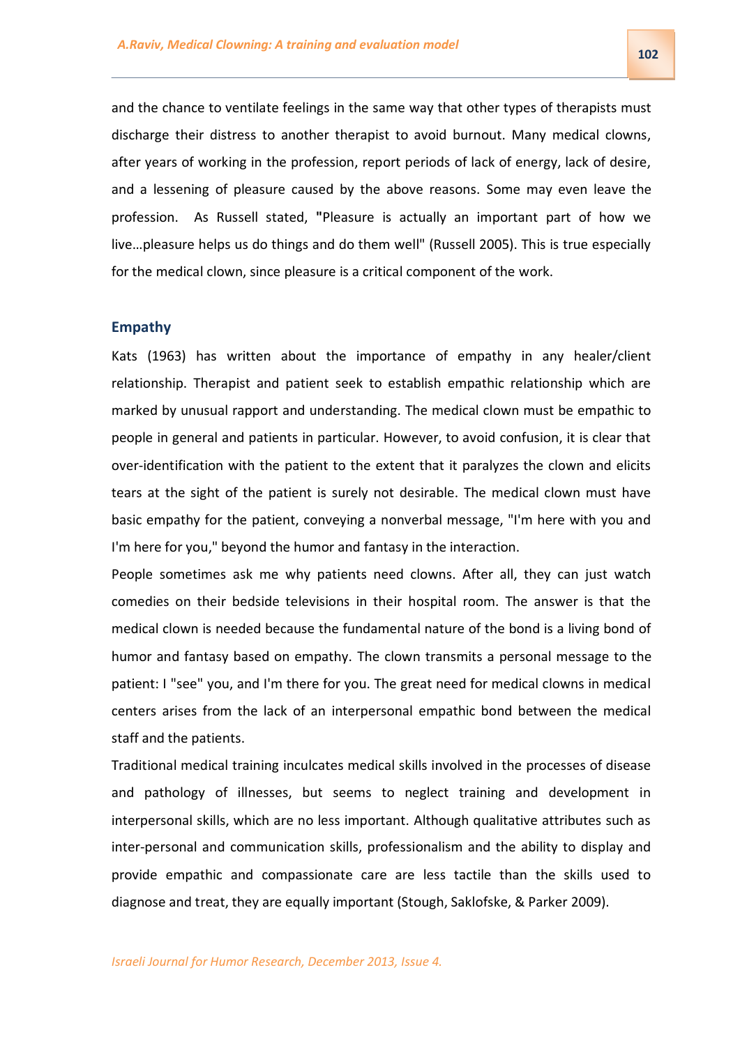and the chance to ventilate feelings in the same way that other types of therapists must discharge their distress to another therapist to avoid burnout. Many medical clowns, after years of working in the profession, report periods of lack of energy, lack of desire, and a lessening of pleasure caused by the above reasons. Some may even leave the profession. As Russell stated, "Pleasure is actually an important part of how we live…pleasure helps us do things and do them well" (Russell 2005). This is true especially for the medical clown, since pleasure is a critical component of the work.

## Empathy

Kats (1963) has written about the importance of empathy in any healer/client relationship. Therapist and patient seek to establish empathic relationship which are marked by unusual rapport and understanding. The medical clown must be empathic to people in general and patients in particular. However, to avoid confusion, it is clear that over-identification with the patient to the extent that it paralyzes the clown and elicits tears at the sight of the patient is surely not desirable. The medical clown must have basic empathy for the patient, conveying a nonverbal message, "I'm here with you and I'm here for you," beyond the humor and fantasy in the interaction.

People sometimes ask me why patients need clowns. After all, they can just watch comedies on their bedside televisions in their hospital room. The answer is that the medical clown is needed because the fundamental nature of the bond is a living bond of humor and fantasy based on empathy. The clown transmits a personal message to the patient: I "see" you, and I'm there for you. The great need for medical clowns in medical centers arises from the lack of an interpersonal empathic bond between the medical staff and the patients.

Traditional medical training inculcates medical skills involved in the processes of disease and pathology of illnesses, but seems to neglect training and development in interpersonal skills, which are no less important. Although qualitative attributes such as inter-personal and communication skills, professionalism and the ability to display and provide empathic and compassionate care are less tactile than the skills used to diagnose and treat, they are equally important (Stough, Saklofske, & Parker 2009).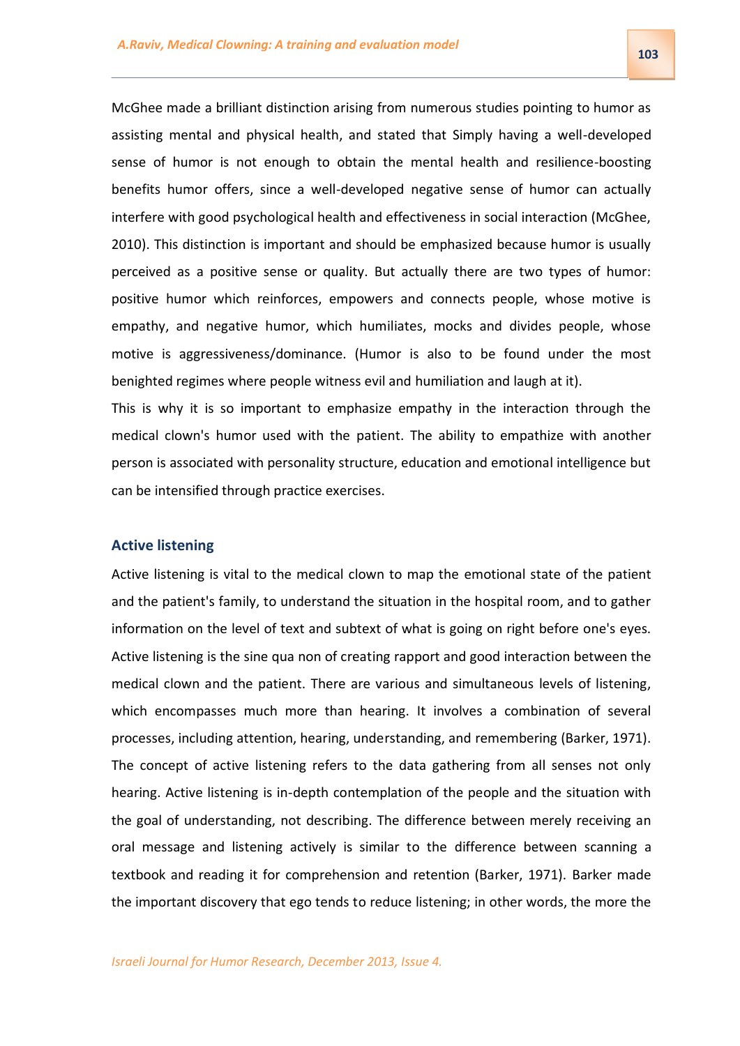McGhee made a brilliant distinction arising from numerous studies pointing to humor as assisting mental and physical health, and stated that Simply having a well-developed sense of humor is not enough to obtain the mental health and resilience-boosting benefits humor offers, since a well-developed negative sense of humor can actually interfere with good psychological health and effectiveness in social interaction (McGhee, 2010). This distinction is important and should be emphasized because humor is usually perceived as a positive sense or quality. But actually there are two types of humor: positive humor which reinforces, empowers and connects people, whose motive is empathy, and negative humor, which humiliates, mocks and divides people, whose motive is aggressiveness/dominance. (Humor is also to be found under the most benighted regimes where people witness evil and humiliation and laugh at it).

This is why it is so important to emphasize empathy in the interaction through the medical clown's humor used with the patient. The ability to empathize with another person is associated with personality structure, education and emotional intelligence but can be intensified through practice exercises.

## Active listening

Active listening is vital to the medical clown to map the emotional state of the patient and the patient's family, to understand the situation in the hospital room, and to gather information on the level of text and subtext of what is going on right before one's eyes. Active listening is the sine qua non of creating rapport and good interaction between the medical clown and the patient. There are various and simultaneous levels of listening, which encompasses much more than hearing. It involves a combination of several processes, including attention, hearing, understanding, and remembering (Barker, 1971). The concept of active listening refers to the data gathering from all senses not only hearing. Active listening is in-depth contemplation of the people and the situation with the goal of understanding, not describing. The difference between merely receiving an oral message and listening actively is similar to the difference between scanning a textbook and reading it for comprehension and retention (Barker, 1971). Barker made the important discovery that ego tends to reduce listening; in other words, the more the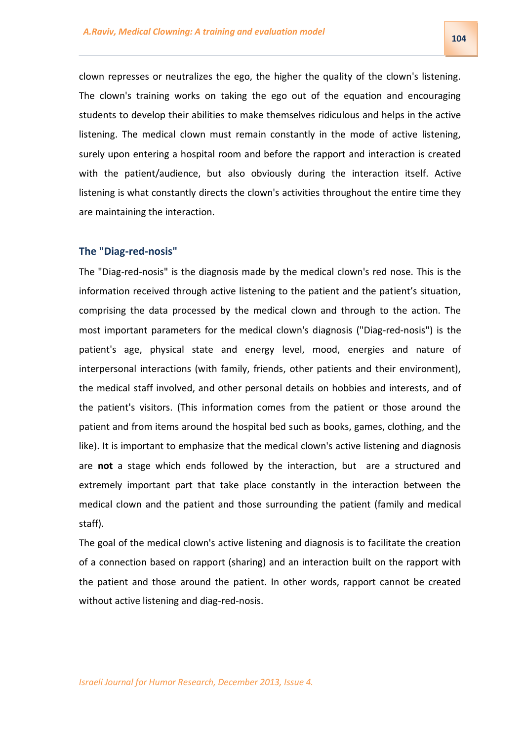clown represses or neutralizes the ego, the higher the quality of the clown's listening. The clown's training works on taking the ego out of the equation and encouraging students to develop their abilities to make themselves ridiculous and helps in the active listening. The medical clown must remain constantly in the mode of active listening, surely upon entering a hospital room and before the rapport and interaction is created with the patient/audience, but also obviously during the interaction itself. Active listening is what constantly directs the clown's activities throughout the entire time they are maintaining the interaction.

### The "Diag-red-nosis"

The "Diag-red-nosis" is the diagnosis made by the medical clown's red nose. This is the information received through active listening to the patient and the patient's situation, comprising the data processed by the medical clown and through to the action. The most important parameters for the medical clown's diagnosis ("Diag-red-nosis") is the patient's age, physical state and energy level, mood, energies and nature of interpersonal interactions (with family, friends, other patients and their environment), the medical staff involved, and other personal details on hobbies and interests, and of the patient's visitors. (This information comes from the patient or those around the patient and from items around the hospital bed such as books, games, clothing, and the like). It is important to emphasize that the medical clown's active listening and diagnosis are **not** a stage which ends followed by the interaction, but are a structured and extremely important part that take place constantly in the interaction between the medical clown and the patient and those surrounding the patient (family and medical staff).

The goal of the medical clown's active listening and diagnosis is to facilitate the creation of a connection based on rapport (sharing) and an interaction built on the rapport with the patient and those around the patient. In other words, rapport cannot be created without active listening and diag-red-nosis.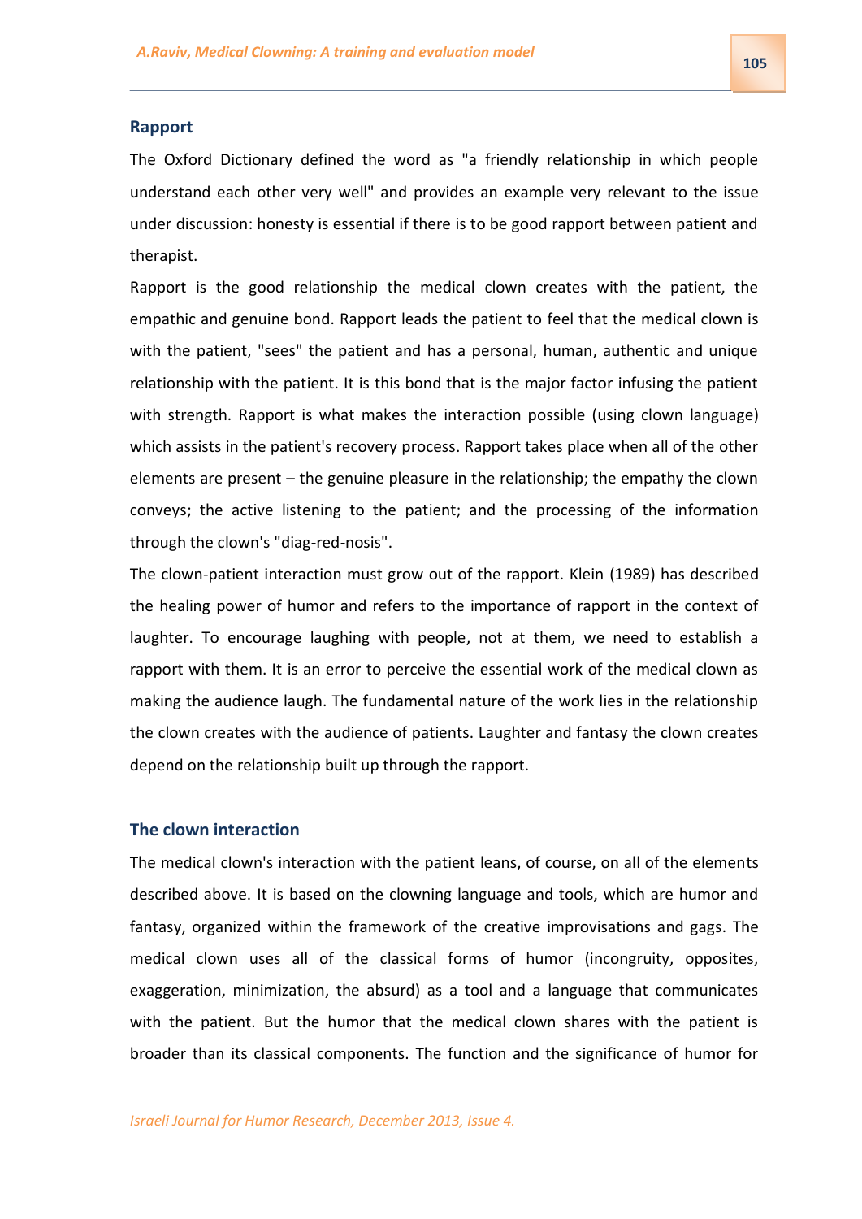## Rapport

The Oxford Dictionary defined the word as "a friendly relationship in which people understand each other very well" and provides an example very relevant to the issue under discussion: honesty is essential if there is to be good rapport between patient and therapist.

Rapport is the good relationship the medical clown creates with the patient, the empathic and genuine bond. Rapport leads the patient to feel that the medical clown is with the patient, "sees" the patient and has a personal, human, authentic and unique relationship with the patient. It is this bond that is the major factor infusing the patient with strength. Rapport is what makes the interaction possible (using clown language) which assists in the patient's recovery process. Rapport takes place when all of the other elements are present – the genuine pleasure in the relationship; the empathy the clown conveys; the active listening to the patient; and the processing of the information through the clown's "diag-red-nosis".

The clown-patient interaction must grow out of the rapport. Klein (1989) has described the healing power of humor and refers to the importance of rapport in the context of laughter. To encourage laughing with people, not at them, we need to establish a rapport with them. It is an error to perceive the essential work of the medical clown as making the audience laugh. The fundamental nature of the work lies in the relationship the clown creates with the audience of patients. Laughter and fantasy the clown creates depend on the relationship built up through the rapport.

## The clown interaction

The medical clown's interaction with the patient leans, of course, on all of the elements described above. It is based on the clowning language and tools, which are humor and fantasy, organized within the framework of the creative improvisations and gags. The medical clown uses all of the classical forms of humor (incongruity, opposites, exaggeration, minimization, the absurd) as a tool and a language that communicates with the patient. But the humor that the medical clown shares with the patient is broader than its classical components. The function and the significance of humor for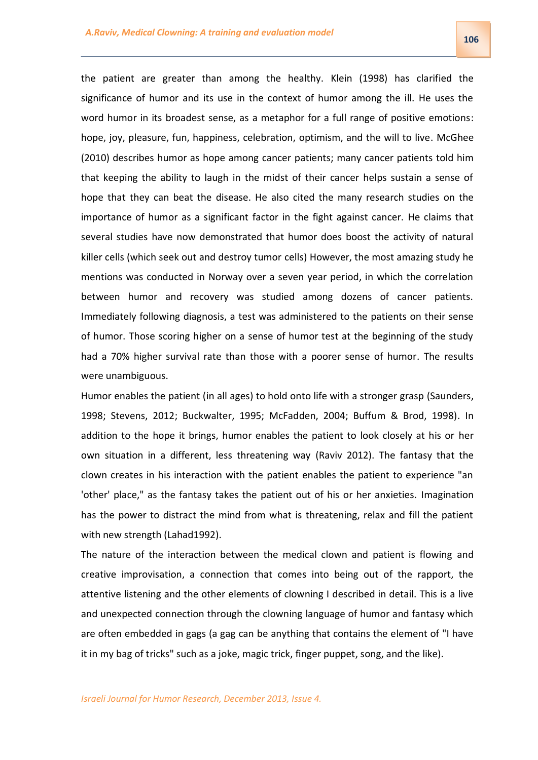the patient are greater than among the healthy. Klein (1998) has clarified the significance of humor and its use in the context of humor among the ill. He uses the word humor in its broadest sense, as a metaphor for a full range of positive emotions: hope, joy, pleasure, fun, happiness, celebration, optimism, and the will to live. McGhee (2010) describes humor as hope among cancer patients; many cancer patients told him that keeping the ability to laugh in the midst of their cancer helps sustain a sense of hope that they can beat the disease. He also cited the many research studies on the importance of humor as a significant factor in the fight against cancer. He claims that several studies have now demonstrated that humor does boost the activity of natural killer cells (which seek out and destroy tumor cells) However, the most amazing study he mentions was conducted in Norway over a seven year period, in which the correlation between humor and recovery was studied among dozens of cancer patients. Immediately following diagnosis, a test was administered to the patients on their sense of humor. Those scoring higher on a sense of humor test at the beginning of the study had a 70% higher survival rate than those with a poorer sense of humor. The results were unambiguous.

Humor enables the patient (in all ages) to hold onto life with a stronger grasp (Saunders, 1998; Stevens, 2012; Buckwalter, 1995; McFadden, 2004; Buffum & Brod, 1998). In addition to the hope it brings, humor enables the patient to look closely at his or her own situation in a different, less threatening way (Raviv 2012). The fantasy that the clown creates in his interaction with the patient enables the patient to experience "an 'other' place," as the fantasy takes the patient out of his or her anxieties. Imagination has the power to distract the mind from what is threatening, relax and fill the patient with new strength (Lahad1992).

The nature of the interaction between the medical clown and patient is flowing and creative improvisation, a connection that comes into being out of the rapport, the attentive listening and the other elements of clowning I described in detail. This is a live and unexpected connection through the clowning language of humor and fantasy which are often embedded in gags (a gag can be anything that contains the element of "I have it in my bag of tricks" such as a joke, magic trick, finger puppet, song, and the like).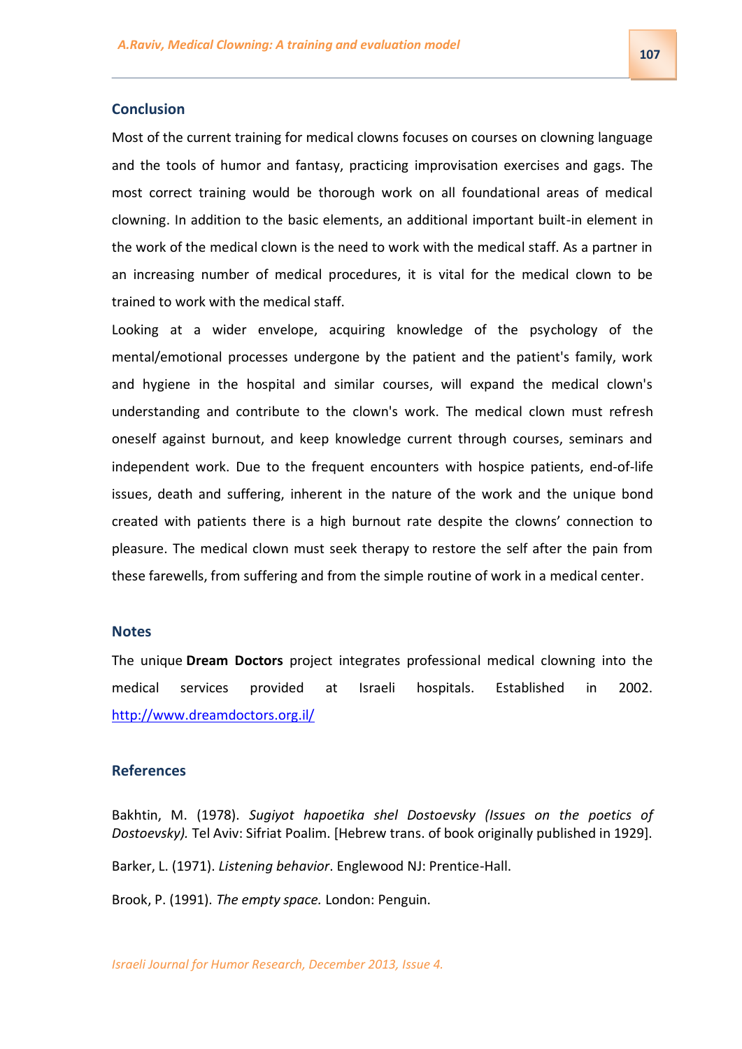## Conclusion

Most of the current training for medical clowns focuses on courses on clowning language and the tools of humor and fantasy, practicing improvisation exercises and gags. The most correct training would be thorough work on all foundational areas of medical clowning. In addition to the basic elements, an additional important built-in element in the work of the medical clown is the need to work with the medical staff. As a partner in an increasing number of medical procedures, it is vital for the medical clown to be trained to work with the medical staff.

Looking at a wider envelope, acquiring knowledge of the psychology of the mental/emotional processes undergone by the patient and the patient's family, work and hygiene in the hospital and similar courses, will expand the medical clown's understanding and contribute to the clown's work. The medical clown must refresh oneself against burnout, and keep knowledge current through courses, seminars and independent work. Due to the frequent encounters with hospice patients, end-of-life issues, death and suffering, inherent in the nature of the work and the unique bond created with patients there is a high burnout rate despite the clowns' connection to pleasure. The medical clown must seek therapy to restore the self after the pain from these farewells, from suffering and from the simple routine of work in a medical center.

## Notes

The unique **Dream Doctors** project integrates professional medical clowning into the medical services provided at Israeli hospitals. Established in 2002. [http://www.dreamdoctors.org.il/](http://www.dreamdoctors.org.il/)

## References

Bakhtin, M. (1978). *Sugiyot hapoetika shel Dostoevsky (Issues on the poetics of Dostoevsky).* Tel Aviv: Sifriat Poalim. [Hebrew trans. of book originally published in 1929].

Barker, L. (1971). *Listening behavior*. Englewood NJ: Prentice-Hall.

Brook, P. (1991). *The empty space.* London: Penguin.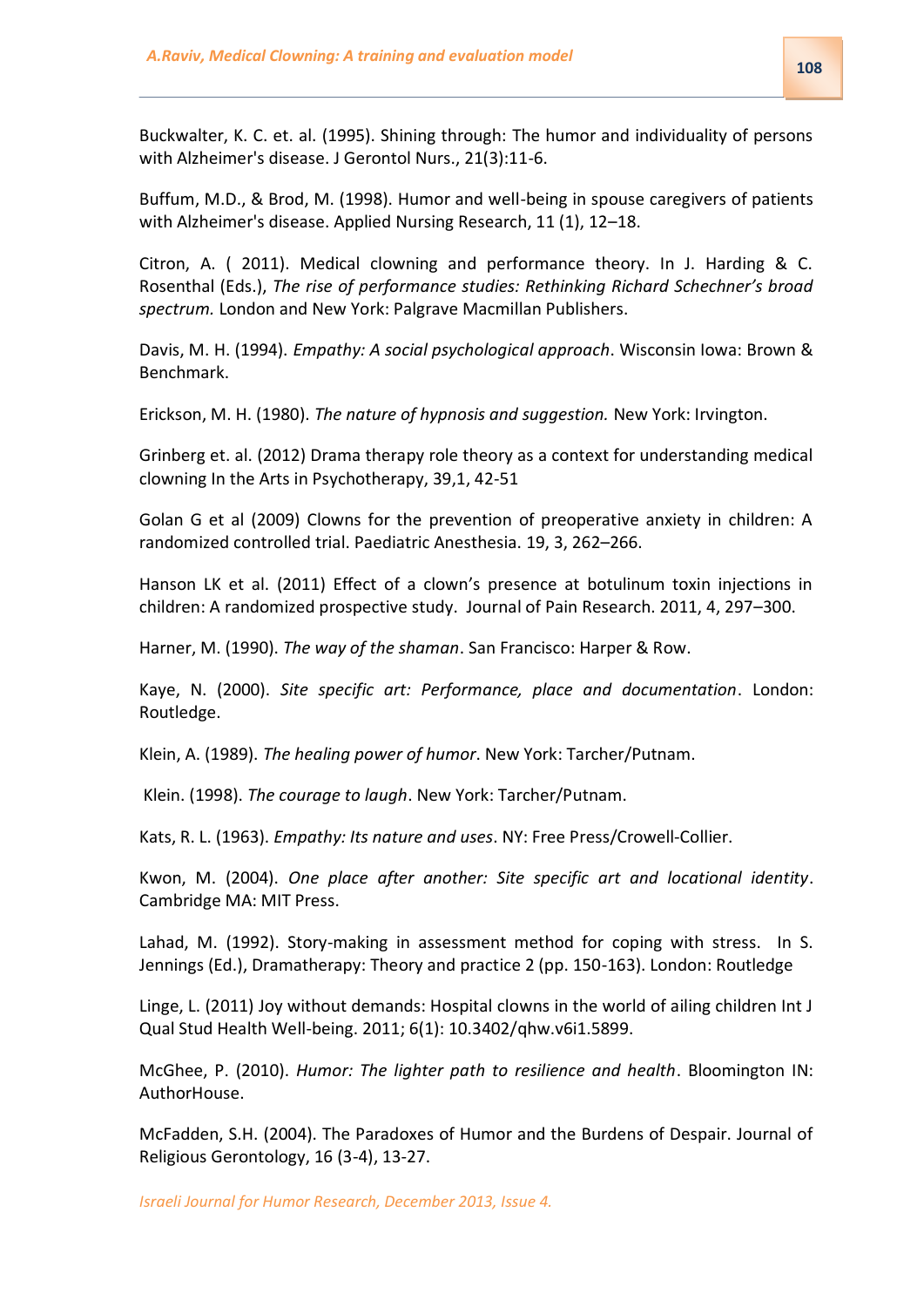Buckwalter, K. C. et. al. (1995). Shining through: The humor and individuality of persons with Alzheimer's disease. J Gerontol Nurs., 21(3):11-6.

Buffum, M.D., & Brod, M. (1998). Humor and well-being in spouse caregivers of patients with Alzheimer's disease. Applied Nursing Research, 11 (1), 12–18.

Citron, A. ( 2011). Medical clowning and performance theory. In J. Harding & C. Rosenthal (Eds.), *The rise of performance studies: Rethinking Richard Schechner's broad spectrum.* London and New York: Palgrave Macmillan Publishers.

Davis, M. H. (1994). *Empathy: A social psychological approach*. Wisconsin Iowa: Brown & Benchmark.

Erickson, M. H. (1980). *The nature of hypnosis and suggestion.* New York: Irvington.

Grinberg et. al. (2012) Drama therapy role theory as a context for understanding medical clowning In the Arts in Psychotherapy, 39,1, 42-51

Golan G et al (2009) Clowns for the prevention of preoperative anxiety in children: A randomized controlled trial. Paediatric Anesthesia. 19, 3, 262–266.

Hanson LK et al. (2011) Effect of a clown's presence at botulinum toxin injections in children: A randomized prospective study. Journal of Pain Research. 2011, 4, 297–300.

Harner, M. (1990). *The way of the shaman*. San Francisco: Harper & Row.

Kaye, N. (2000). *Site specific art: Performance, place and documentation*. London: Routledge.

Klein, A. (1989). *The healing power of humor*. New York: Tarcher/Putnam.

Klein. (1998). *The courage to laugh*. New York: Tarcher/Putnam.

Kats, R. L. (1963). *Empathy: Its nature and uses*. NY: Free Press/Crowell-Collier.

Kwon, M. (2004). *One place after another: Site specific art and locational identity*. Cambridge MA: MIT Press.

Lahad, M. (1992). Story-making in assessment method for coping with stress. In S. Jennings (Ed.), Dramatherapy: Theory and practice 2 (pp. 150-163). London: Routledge

Linge, L. (2011) Joy without demands: Hospital clowns in the world of ailing children Int J Qual Stud Health Well-being. 2011; 6(1): 10.3402/qhw.v6i1.5899.

McGhee, P. (2010). *Humor: The lighter path to resilience and health*. Bloomington IN: AuthorHouse.

McFadden, S.H. (2004). The Paradoxes of Humor and the Burdens of Despair. Journal of Religious Gerontology, 16 (3-4), 13-27.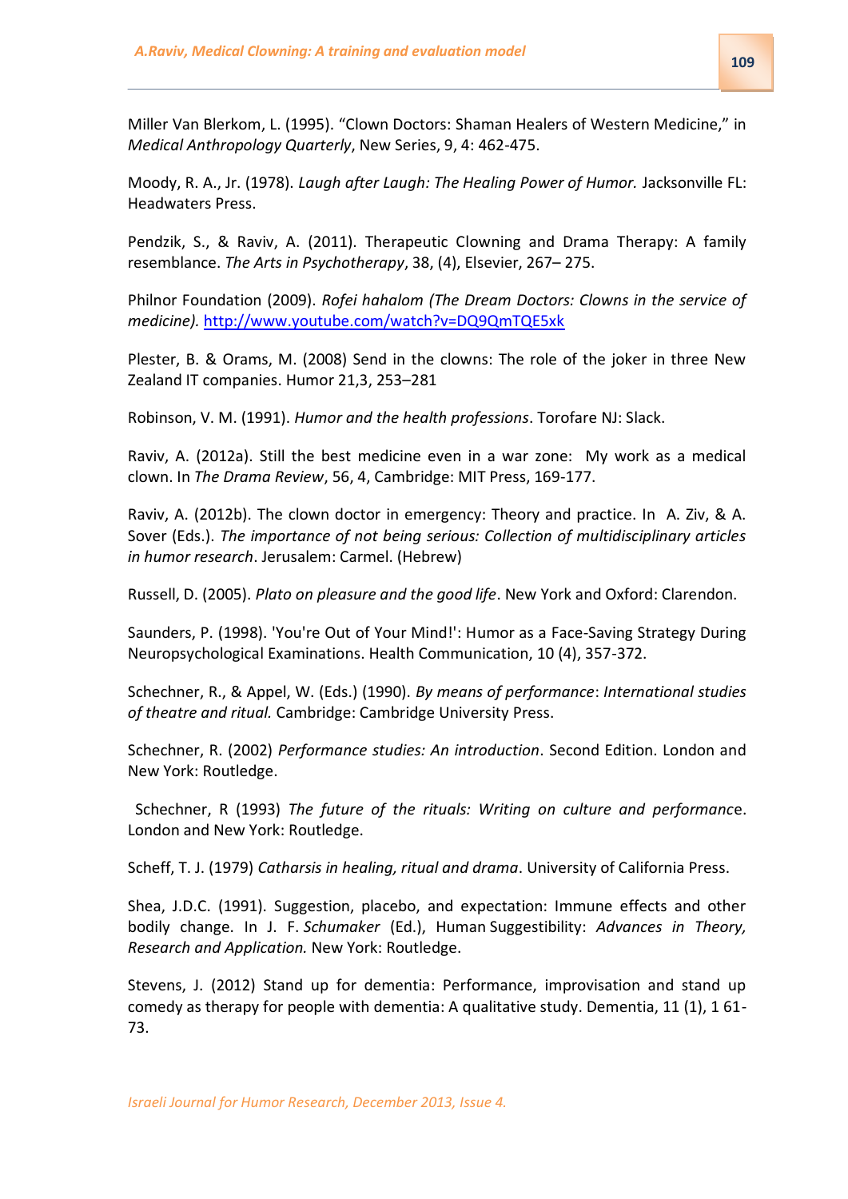Miller Van Blerkom, L. (1995). “Clown Doctors: Shaman Healers of Western Medicine,” in *Medical Anthropology Quarterly*, New Series, 9, 4: 462-475.

Moody, R. A., Jr. (1978). *Laugh after Laugh: The Healing Power of Humor.* Jacksonville FL: Headwaters Press.

Pendzik, S., & Raviv, A. (2011). Therapeutic Clowning and Drama Therapy: A family resemblance. *The Arts in Psychotherapy*, 38, (4), Elsevier, 267– 275.

Philnor Foundation (2009). *Rofei hahalom (The Dream Doctors: Clowns in the service of medicine).* http://www.youtube.com/watch?v=DQ9QmTQE5xk

Plester, B. & Orams, M. (2008) Send in the clowns: The role of the joker in three New Zealand IT companies. Humor 21,3, 253–281

Robinson, V. M. (1991). *Humor and the health professions*. Torofare NJ: Slack.

Raviv, A. (2012a). Still the best medicine even in a war zone: My work as a medical clown. In *The Drama Review*, 56, 4, Cambridge: MIT Press, 169-177.

Raviv, A. (2012b). The clown doctor in emergency: Theory and practice. In A. Ziv, & A. Sover (Eds.). *The importance of not being serious: Collection of multidisciplinary articles in humor research*. Jerusalem: Carmel. (Hebrew)

Russell, D. (2005). *Plato on pleasure and the good life*. New York and Oxford: Clarendon.

Saunders, P. (1998). 'You're Out of Your Mind!': Humor as a Face-Saving Strategy During Neuropsychological Examinations. Health Communication, 10 (4), 357-372.

Schechner, R., & Appel, W. (Eds.) (1990). *By means of performance*: *International studies of theatre and ritual.* Cambridge: Cambridge University Press.

Schechner, R. (2002) *Performance studies: An introduction*. Second Edition. London and New York: Routledge.

Schechner, R (1993) *The future of the rituals: Writing on culture and performance*. London and New York: Routledge.

Scheff, T. J. (1979) *Catharsis in healing, ritual and drama*. University of California Press.

Shea, J.D.C. (1991). Suggestion, placebo, and expectation: Immune effects and other bodily change. In J. F. *Schumaker* (Ed.), Human Suggestibility: *Advances in Theory, Research and Application.* New York: Routledge.

Stevens, J. (2012) Stand up for dementia: Performance, improvisation and stand up comedy as therapy for people with dementia: A qualitative study. Dementia, 11 (1), 1 61-73.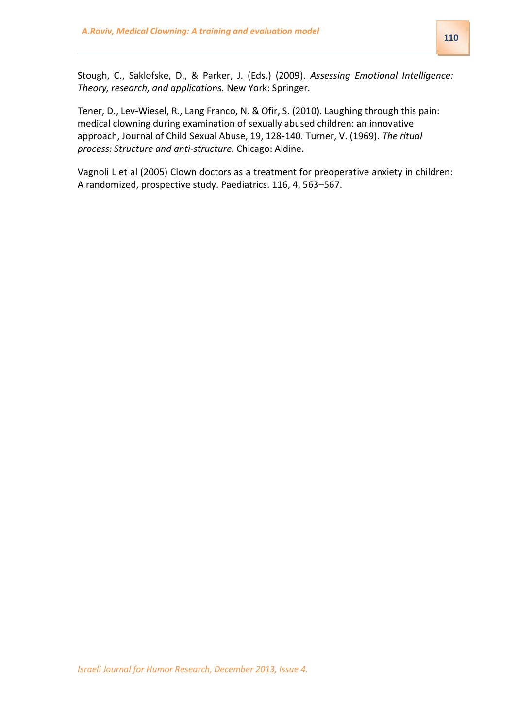Stough, C., Saklofske, D., & Parker, J. (Eds.) (2009). *Assessing Emotional Intelligence: Theory, research, and applications.* New York: Springer.

Tener, D., Lev-Wiesel, R., Lang Franco, N. & Ofir, S. (2010). Laughing through this pain: medical clowning during examination of sexually abused children: an innovative approach, Journal of Child Sexual Abuse, 19, 128-140. Turner, V. (1969). *The ritual process: Structure and anti-structure.* Chicago: Aldine.

Vagnoli L et al (2005) Clown doctors as a treatment for preoperative anxiety in children: A randomized, prospective study. Paediatrics. 116, 4, 563–567.